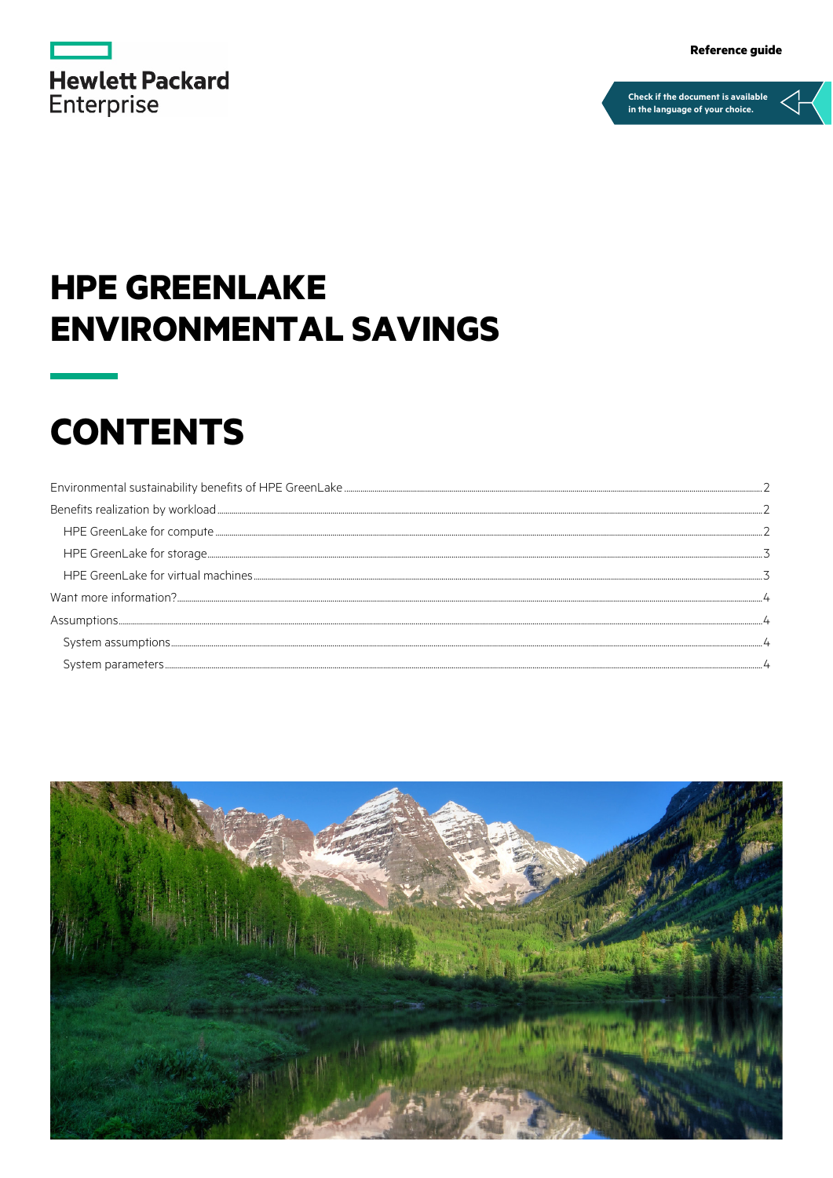Hewlett Packard Enterprise

Reference guide

Check if the document is available in the language of your choice.

# HPE GREENLAKE ENVIRONMENTAL SAVINGS

## CONTENTS

Environmental sustainability benefits of HPE GreenLake ........ 2
Benefits realization by workload ........ 2
  HPE GreenLake for compute ........ 2
  HPE GreenLake for storage ........ 3
  HPE GreenLake for virtual machines ........ 3
Want more information? ........ 4
Assumptions ........ 4
  System assumptions ........ 4
  System parameters ........ 4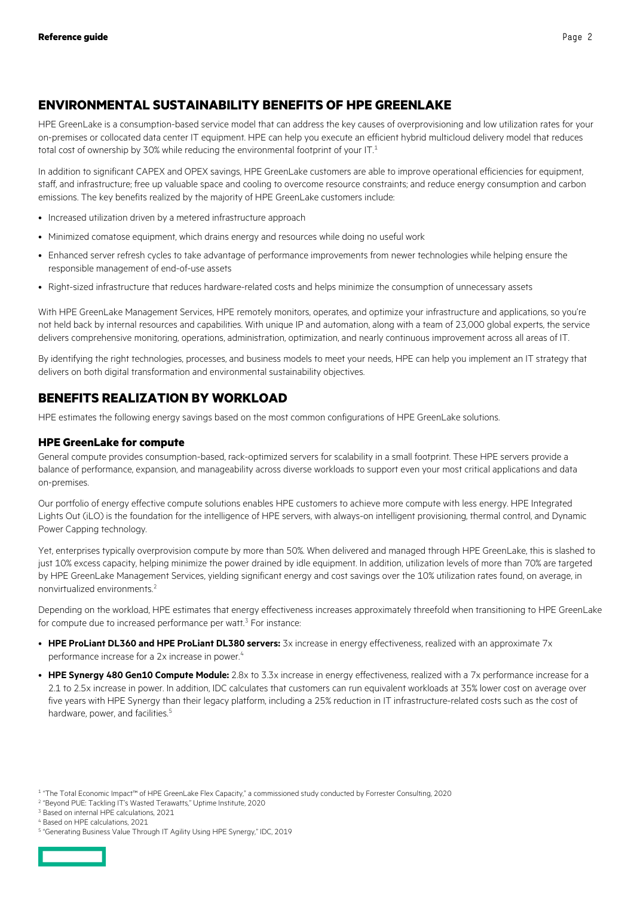## ENVIRONMENTAL SUSTAINABILITY BENEFITS OF HPE GREENLAKE

HPE GreenLake is a consumption-based service model that can address the key causes of overprovisioning and low utilization rates for your on-premises or collocated data center IT equipment. HPE can help you execute an efficient hybrid multicloud delivery model that reduces total cost of ownership by 30% while reducing the environmental footprint of your IT.[1]

In addition to significant CAPEX and OPEX savings, HPE GreenLake customers are able to improve operational efficiencies for equipment, staff, and infrastructure; free up valuable space and cooling to overcome resource constraints; and reduce energy consumption and carbon emissions. The key benefits realized by the majority of HPE GreenLake customers include:

- Increased utilization driven by a metered infrastructure approach
- Minimized comatose equipment, which drains energy and resources while doing no useful work
- Enhanced server refresh cycles to take advantage of performance improvements from newer technologies while helping ensure the responsible management of end-of-use assets
- Right-sized infrastructure that reduces hardware-related costs and helps minimize the consumption of unnecessary assets

With HPE GreenLake Management Services, HPE remotely monitors, operates, and optimize your infrastructure and applications, so you're not held back by internal resources and capabilities. With unique IP and automation, along with a team of 23,000 global experts, the service delivers comprehensive monitoring, operations, administration, optimization, and nearly continuous improvement across all areas of IT.

By identifying the right technologies, processes, and business models to meet your needs, HPE can help you implement an IT strategy that delivers on both digital transformation and environmental sustainability objectives.

## BENEFITS REALIZATION BY WORKLOAD

HPE estimates the following energy savings based on the most common configurations of HPE GreenLake solutions.

### HPE GreenLake for compute

General compute provides consumption-based, rack-optimized servers for scalability in a small footprint. These HPE servers provide a balance of performance, expansion, and manageability across diverse workloads to support even your most critical applications and data on-premises.

Our portfolio of energy effective compute solutions enables HPE customers to achieve more compute with less energy. HPE Integrated Lights Out (iLO) is the foundation for the intelligence of HPE servers, with always-on intelligent provisioning, thermal control, and Dynamic Power Capping technology.

Yet, enterprises typically overprovision compute by more than 50%. When delivered and managed through HPE GreenLake, this is slashed to just 10% excess capacity, helping minimize the power drained by idle equipment. In addition, utilization levels of more than 70% are targeted by HPE GreenLake Management Services, yielding significant energy and cost savings over the 10% utilization rates found, on average, in nonvirtualized environments.[2]

Depending on the workload, HPE estimates that energy effectiveness increases approximately threefold when transitioning to HPE GreenLake for compute due to increased performance per watt.[3] For instance:

- **HPE ProLiant DL360 and HPE ProLiant DL380 servers:** 3x increase in energy effectiveness, realized with an approximate 7x performance increase for a 2x increase in power.[4]
- **HPE Synergy 480 Gen10 Compute Module:** 2.8x to 3.3x increase in energy effectiveness, realized with a 7x performance increase for a 2.1 to 2.5x increase in power. In addition, IDC calculates that customers can run equivalent workloads at 35% lower cost on average over five years with HPE Synergy than their legacy platform, including a 25% reduction in IT infrastructure-related costs such as the cost of hardware, power, and facilities.[5]

[1] "The Total Economic Impact™ of HPE GreenLake Flex Capacity," a commissioned study conducted by Forrester Consulting, 2020
[2] "Beyond PUE: Tackling IT's Wasted Terawatts," Uptime Institute, 2020
[3] Based on internal HPE calculations, 2021
[4] Based on HPE calculations, 2021
[5] "Generating Business Value Through IT Agility Using HPE Synergy," IDC, 2019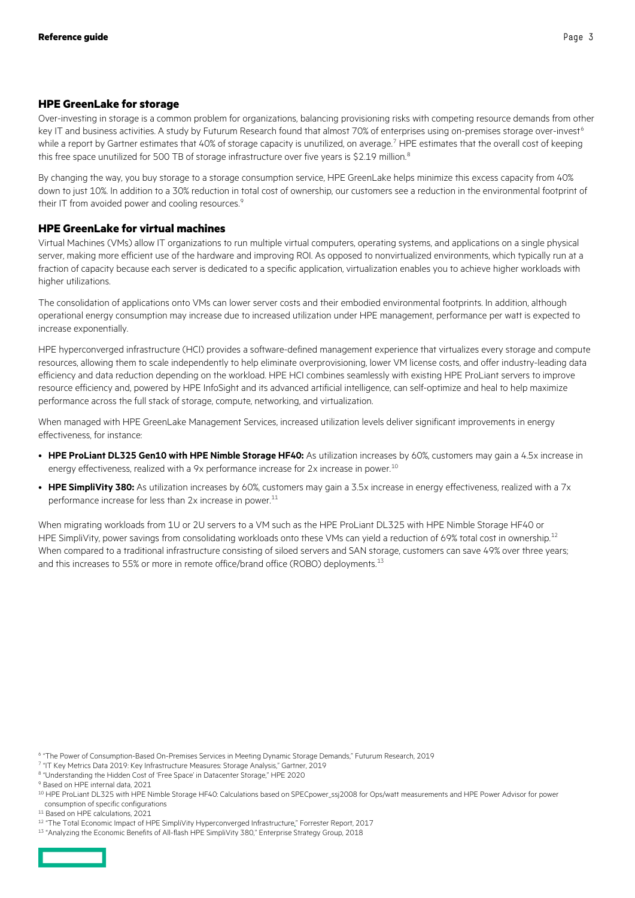## HPE GreenLake for storage

Over-investing in storage is a common problem for organizations, balancing provisioning risks with competing resource demands from other key IT and business activities. A study by Futurum Research found that almost 70% of enterprises using on-premises storage over-invest[6] while a report by Gartner estimates that 40% of storage capacity is unutilized, on average.[7] HPE estimates that the overall cost of keeping this free space unutilized for 500 TB of storage infrastructure over five years is $2.19 million.[8]

By changing the way, you buy storage to a storage consumption service, HPE GreenLake helps minimize this excess capacity from 40% down to just 10%. In addition to a 30% reduction in total cost of ownership, our customers see a reduction in the environmental footprint of their IT from avoided power and cooling resources.[9]

## HPE GreenLake for virtual machines

Virtual Machines (VMs) allow IT organizations to run multiple virtual computers, operating systems, and applications on a single physical server, making more efficient use of the hardware and improving ROI. As opposed to nonvirtualized environments, which typically run at a fraction of capacity because each server is dedicated to a specific application, virtualization enables you to achieve higher workloads with higher utilizations.

The consolidation of applications onto VMs can lower server costs and their embodied environmental footprints. In addition, although operational energy consumption may increase due to increased utilization under HPE management, performance per watt is expected to increase exponentially.

HPE hyperconverged infrastructure (HCI) provides a software-defined management experience that virtualizes every storage and compute resources, allowing them to scale independently to help eliminate overprovisioning, lower VM license costs, and offer industry-leading data efficiency and data reduction depending on the workload. HPE HCI combines seamlessly with existing HPE ProLiant servers to improve resource efficiency and, powered by HPE InfoSight and its advanced artificial intelligence, can self-optimize and heal to help maximize performance across the full stack of storage, compute, networking, and virtualization.

When managed with HPE GreenLake Management Services, increased utilization levels deliver significant improvements in energy effectiveness, for instance:

- **HPE ProLiant DL325 Gen10 with HPE Nimble Storage HF40:** As utilization increases by 60%, customers may gain a 4.5x increase in energy effectiveness, realized with a 9x performance increase for 2x increase in power.[10]
- **HPE SimpliVity 380:** As utilization increases by 60%, customers may gain a 3.5x increase in energy effectiveness, realized with a 7x performance increase for less than 2x increase in power.[11]

When migrating workloads from 1U or 2U servers to a VM such as the HPE ProLiant DL325 with HPE Nimble Storage HF40 or HPE SimpliVity, power savings from consolidating workloads onto these VMs can yield a reduction of 69% total cost in ownership.[12] When compared to a traditional infrastructure consisting of siloed servers and SAN storage, customers can save 49% over three years; and this increases to 55% or more in remote office/brand office (ROBO) deployments.[13]

[6] "The Power of Consumption-Based On-Premises Services in Meeting Dynamic Storage Demands," Futurum Research, 2019
[7] "IT Key Metrics Data 2019: Key Infrastructure Measures: Storage Analysis," Gartner, 2019
[8] "Understanding the Hidden Cost of 'Free Space' in Datacenter Storage," HPE 2020
[9] Based on HPE internal data, 2021
[10] HPE ProLiant DL325 with HPE Nimble Storage HF40: Calculations based on SPECpower_ssj2008 for Ops/watt measurements and HPE Power Advisor for power consumption of specific configurations
[11] Based on HPE calculations, 2021
[12] "The Total Economic Impact of HPE SimpliVity Hyperconverged Infrastructure," Forrester Report, 2017
[13] "Analyzing the Economic Benefits of All-flash HPE SimpliVity 380," Enterprise Strategy Group, 2018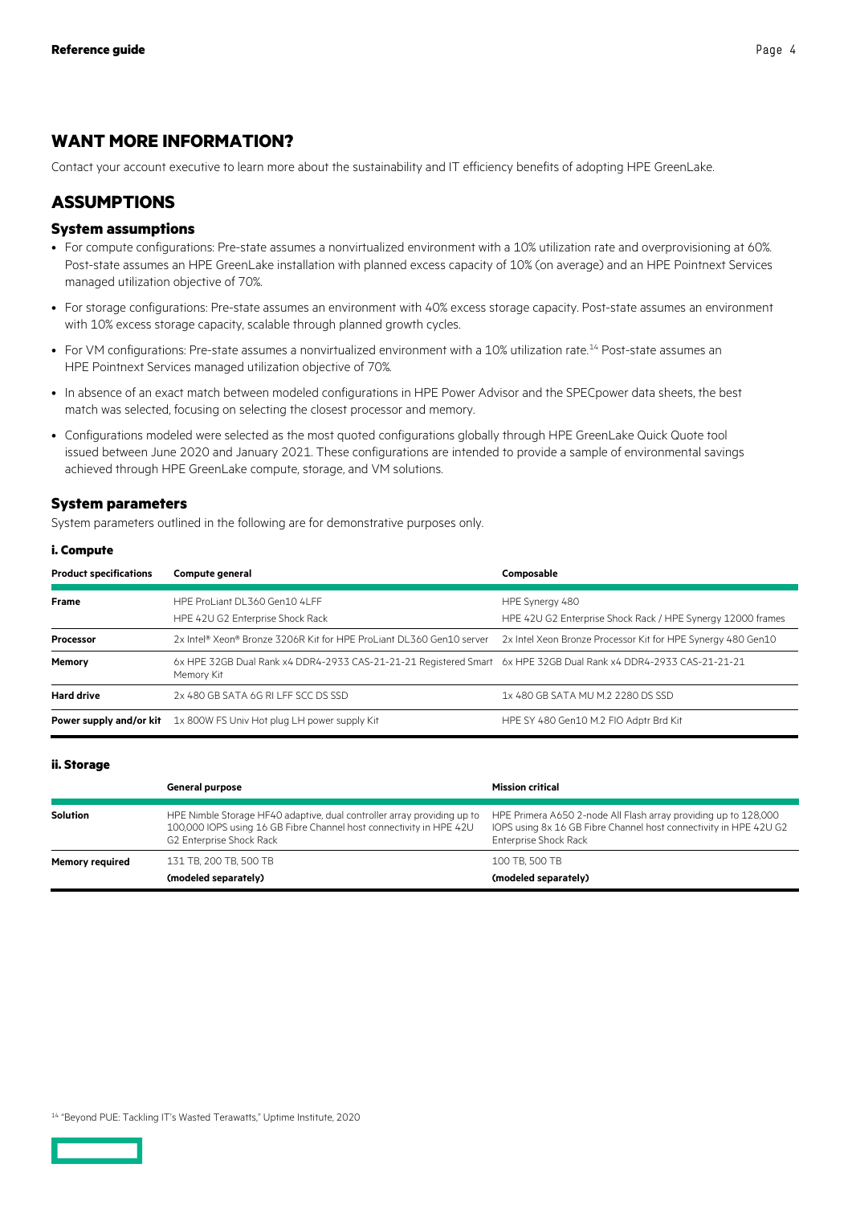## WANT MORE INFORMATION?

Contact your account executive to learn more about the sustainability and IT efficiency benefits of adopting HPE GreenLake.

## ASSUMPTIONS

### System assumptions

- For compute configurations: Pre-state assumes a nonvirtualized environment with a 10% utilization rate and overprovisioning at 60%. Post-state assumes an HPE GreenLake installation with planned excess capacity of 10% (on average) and an HPE Pointnext Services managed utilization objective of 70%.
- For storage configurations: Pre-state assumes an environment with 40% excess storage capacity. Post-state assumes an environment with 10% excess storage capacity, scalable through planned growth cycles.
- For VM configurations: Pre-state assumes a nonvirtualized environment with a 10% utilization rate.[14] Post-state assumes an HPE Pointnext Services managed utilization objective of 70%.
- In absence of an exact match between modeled configurations in HPE Power Advisor and the SPECpower data sheets, the best match was selected, focusing on selecting the closest processor and memory.
- Configurations modeled were selected as the most quoted configurations globally through HPE GreenLake Quick Quote tool issued between June 2020 and January 2021. These configurations are intended to provide a sample of environmental savings achieved through HPE GreenLake compute, storage, and VM solutions.

### System parameters

System parameters outlined in the following are for demonstrative purposes only.

#### i. Compute

| Product specifications | Compute general | Composable |
|---|---|---|
| **Frame** | HPE ProLiant DL360 Gen10 4LFF<br>HPE 42U G2 Enterprise Shock Rack | HPE Synergy 480<br>HPE 42U G2 Enterprise Shock Rack / HPE Synergy 12000 frames |
| **Processor** | 2x Intel® Xeon® Bronze 3206R Kit for HPE ProLiant DL360 Gen10 server | 2x Intel Xeon Bronze Processor Kit for HPE Synergy 480 Gen10 |
| **Memory** | 6x HPE 32GB Dual Rank x4 DDR4-2933 CAS-21-21-21 Registered Smart Memory Kit | 6x HPE 32GB Dual Rank x4 DDR4-2933 CAS-21-21-21 |
| **Hard drive** | 2x 480 GB SATA 6G RI LFF SCC DS SSD | 1x 480 GB SATA MU M.2 2280 DS SSD |
| **Power supply and/or kit** | 1x 800W FS Univ Hot plug LH power supply Kit | HPE SY 480 Gen10 M.2 FIO Adptr Brd Kit |

#### ii. Storage

| | General purpose | Mission critical |
|---|---|---|
| **Solution** | HPE Nimble Storage HF40 adaptive, dual controller array providing up to 100,000 IOPS using 16 GB Fibre Channel host connectivity in HPE 42U G2 Enterprise Shock Rack | HPE Primera A650 2-node All Flash array providing up to 128,000 IOPS using 8x 16 GB Fibre Channel host connectivity in HPE 42U G2 Enterprise Shock Rack |
| **Memory required** | 131 TB, 200 TB, 500 TB<br>**(modeled separately)** | 100 TB, 500 TB<br>**(modeled separately)** |

[14] "Beyond PUE: Tackling IT's Wasted Terawatts," Uptime Institute, 2020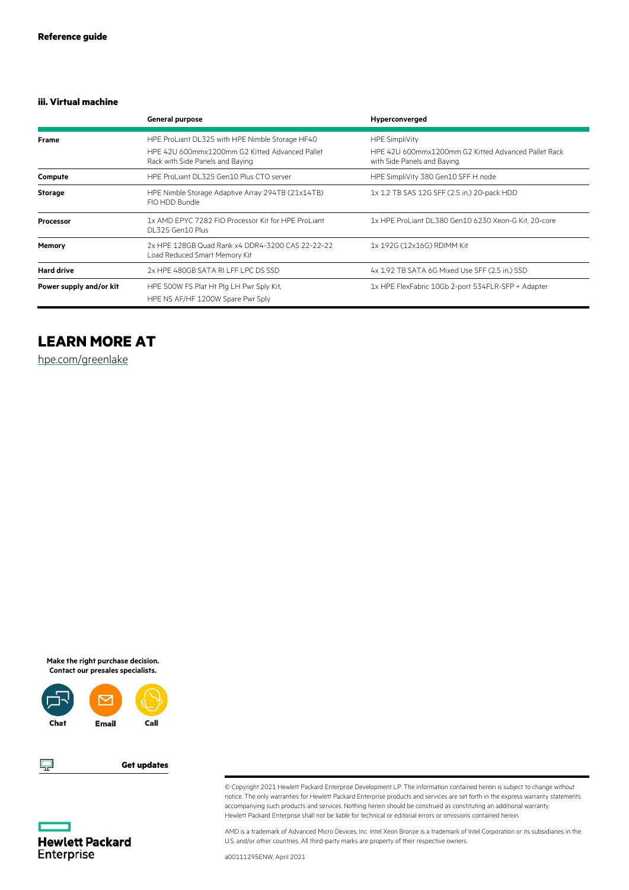### iii. Virtual machine

| | General purpose | Hyperconverged |
|---|---|---|
| **Frame** | HPE ProLiant DL325 with HPE Nimble Storage HF40<br>HPE 42U 600mmx1200mm G2 Kitted Advanced Pallet Rack with Side Panels and Baying | HPE SimpliVity<br>HPE 42U 600mmx1200mm G2 Kitted Advanced Pallet Rack with Side Panels and Baying |
| **Compute** | HPE ProLiant DL325 Gen10 Plus CTO server | HPE SimpliVity 380 Gen10 SFF H node |
| **Storage** | HPE Nimble Storage Adaptive Array 294TB (21x14TB) FIO HDD Bundle | 1x 1.2 TB SAS 12G SFF (2.5 in.) 20-pack HDD |
| **Processor** | 1x AMD EPYC 7282 FIO Processor Kit for HPE ProLiant DL325 Gen10 Plus | 1x HPE ProLiant DL380 Gen10 6230 Xeon-G Kit, 20-core |
| **Memory** | 2x HPE 128GB Quad Rank x4 DDR4-3200 CAS 22-22-22 Load Reduced Smart Memory Kit | 1x 192G (12x16G) RDIMM Kit |
| **Hard drive** | 2x HPE 480GB SATA RI LFF LPC DS SSD | 4x 1.92 TB SATA 6G Mixed Use SFF (2.5 in.) SSD |
| **Power supply and/or kit** | HPE 500W FS Plat Ht Plg LH Pwr Sply Kit,<br>HPE NS AF/HF 1200W Spare Pwr Sply | 1x HPE FlexFabric 10Gb 2-port 534FLR-SFP + Adapter |

## LEARN MORE AT

hpe.com/greenlake

**Make the right purchase decision. Contact our presales specialists.**

Chat Email Call

Get updates

© Copyright 2021 Hewlett Packard Enterprise Development LP. The information contained herein is subject to change without notice. The only warranties for Hewlett Packard Enterprise products and services are set forth in the express warranty statements accompanying such products and services. Nothing herein should be construed as constituting an additional warranty. Hewlett Packard Enterprise shall not be liable for technical or editorial errors or omissions contained herein.

AMD is a trademark of Advanced Micro Devices, Inc. Intel Xeon Bronze is a trademark of Intel Corporation or its subsidiaries in the U.S. and/or other countries. All third-party marks are property of their respective owners.

a00111295ENW, April 2021